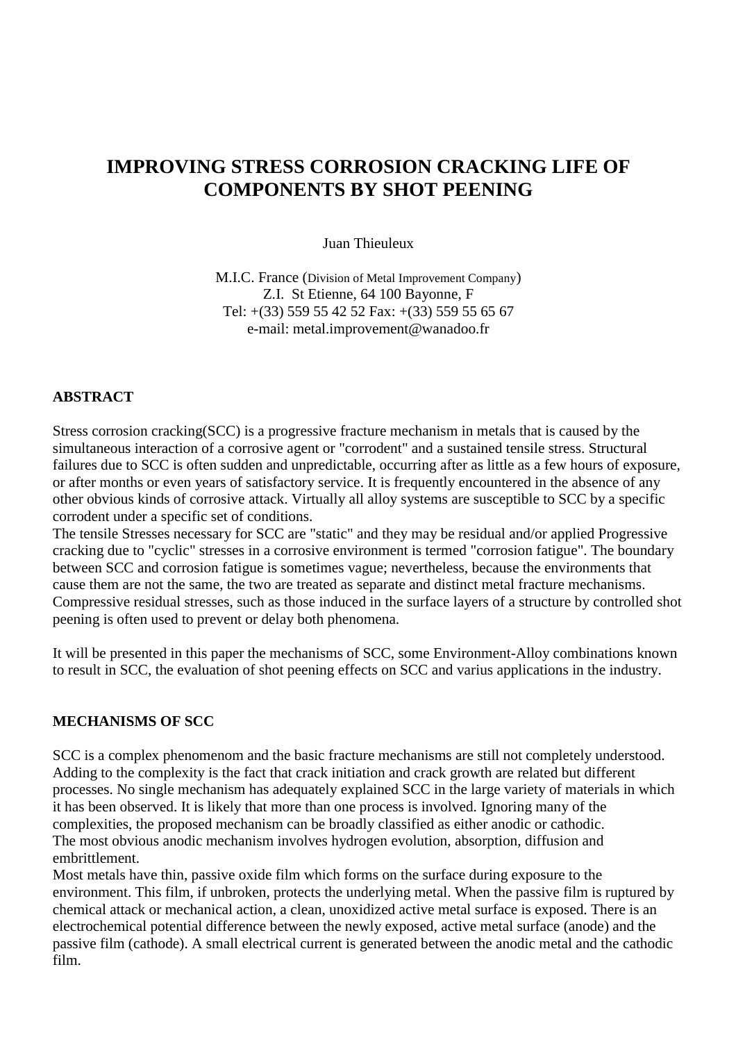# IMPROVING STRESS CORROSION CRACKING LIFE OF COMPONENTS BY SHOT PEENING

Juan Thieuleux

M.I.C. France (Division of Metal Improvement Company)
Z.I. St Etienne, 64 100 Bayonne, F
Tel: +(33) 559 55 42 52 Fax: +(33) 559 55 65 67
e-mail: metal.improvement@wanadoo.fr

## ABSTRACT

Stress corrosion cracking(SCC) is a progressive fracture mechanism in metals that is caused by the simultaneous interaction of a corrosive agent or "corrodent" and a sustained tensile stress. Structural failures due to SCC is often sudden and unpredictable, occurring after as little as a few hours of exposure, or after months or even years of satisfactory service. It is frequently encountered in the absence of any other obvious kinds of corrosive attack. Virtually all alloy systems are susceptible to SCC by a specific corrodent under a specific set of conditions.
The tensile Stresses necessary for SCC are "static" and they may be residual and/or applied Progressive cracking due to "cyclic" stresses in a corrosive environment is termed "corrosion fatigue". The boundary between SCC and corrosion fatigue is sometimes vague; nevertheless, because the environments that cause them are not the same, the two are treated as separate and distinct metal fracture mechanisms. Compressive residual stresses, such as those induced in the surface layers of a structure by controlled shot peening is often used to prevent or delay both phenomena.

It will be presented in this paper the mechanisms of SCC, some Environment-Alloy combinations known to result in SCC, the evaluation of shot peening effects on SCC and varius applications in the industry.

## MECHANISMS OF SCC

SCC is a complex phenomenom and the basic fracture mechanisms are still not completely understood. Adding to the complexity is the fact that crack initiation and crack growth are related but different processes. No single mechanism has adequately explained SCC in the large variety of materials in which it has been observed. It is likely that more than one process is involved. Ignoring many of the complexities, the proposed mechanism can be broadly classified as either anodic or cathodic.
The most obvious anodic mechanism involves hydrogen evolution, absorption, diffusion and embrittlement.
Most metals have thin, passive oxide film which forms on the surface during exposure to the environment. This film, if unbroken, protects the underlying metal. When the passive film is ruptured by chemical attack or mechanical action, a clean, unoxidized active metal surface is exposed. There is an electrochemical potential difference between the newly exposed, active metal surface (anode) and the passive film (cathode). A small electrical current is generated between the anodic metal and the cathodic film.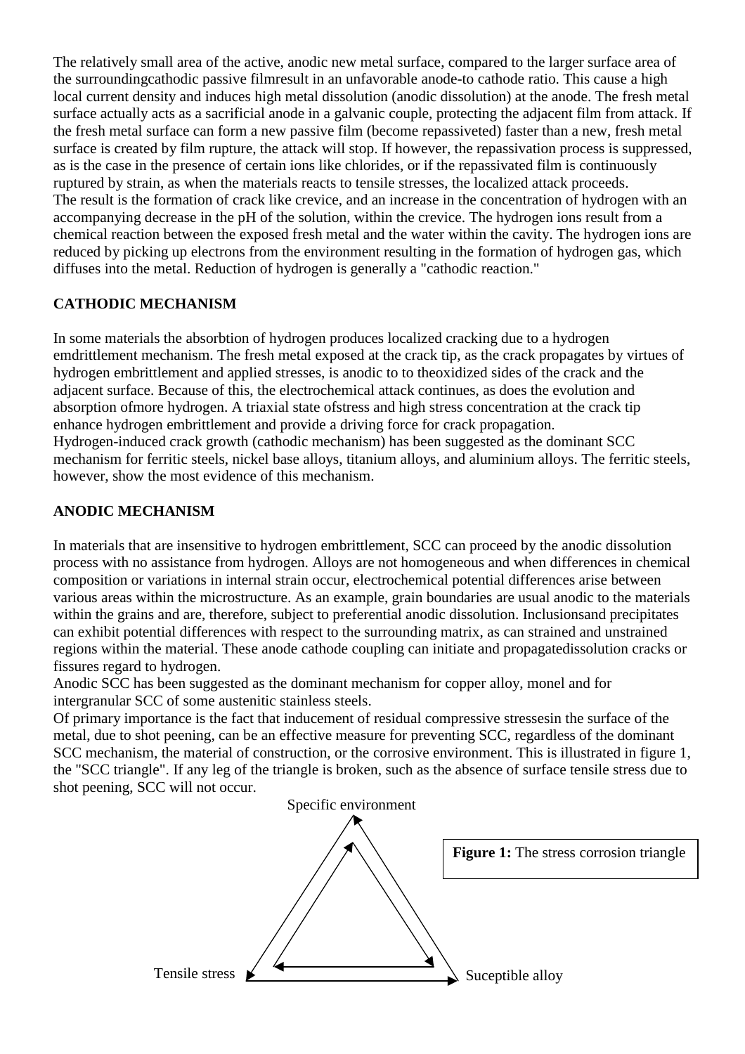The relatively small area of the active, anodic new metal surface, compared to the larger surface area of the surroundingcathodic passive filmresult in an unfavorable anode-to cathode ratio. This cause a high local current density and induces high metal dissolution (anodic dissolution) at the anode. The fresh metal surface actually acts as a sacrificial anode in a galvanic couple, protecting the adjacent film from attack. If the fresh metal surface can form a new passive film (become repassiveted) faster than a new, fresh metal surface is created by film rupture, the attack will stop. If however, the repassivation process is suppressed, as is the case in the presence of certain ions like chlorides, or if the repassivated film is continuously ruptured by strain, as when the materials reacts to tensile stresses, the localized attack proceeds.
The result is the formation of crack like crevice, and an increase in the concentration of hydrogen with an accompanying decrease in the pH of the solution, within the crevice. The hydrogen ions result from a chemical reaction between the exposed fresh metal and the water within the cavity. The hydrogen ions are reduced by picking up electrons from the environment resulting in the formation of hydrogen gas, which diffuses into the metal. Reduction of hydrogen is generally a "cathodic reaction."

**CATHODIC MECHANISM**

In some materials the absorbtion of hydrogen produces localized cracking due to a hydrogen emdrittlement mechanism. The fresh metal exposed at the crack tip, as the crack propagates by virtues of hydrogen embrittlement and applied stresses, is anodic to to theoxidized sides of the crack and the adjacent surface. Because of this, the electrochemical attack continues, as does the evolution and absorption ofmore hydrogen. A triaxial state ofstress and high stress concentration at the crack tip enhance hydrogen embrittlement and provide a driving force for crack propagation.
Hydrogen-induced crack growth (cathodic mechanism) has been suggested as the dominant SCC mechanism for ferritic steels, nickel base alloys, titanium alloys, and aluminium alloys. The ferritic steels, however, show the most evidence of this mechanism.

**ANODIC MECHANISM**

In materials that are insensitive to hydrogen embrittlement, SCC can proceed by the anodic dissolution process with no assistance from hydrogen. Alloys are not homogeneous and when differences in chemical composition or variations in internal strain occur, electrochemical potential differences arise between various areas within the microstructure. As an example, grain boundaries are usual anodic to the materials within the grains and are, therefore, subject to preferential anodic dissolution. Inclusionsand precipitates can exhibit potential differences with respect to the surrounding matrix, as can strained and unstrained regions within the material. These anode cathode coupling can initiate and propagatedissolution cracks or fissures regard to hydrogen.
Anodic SCC has been suggested as the dominant mechanism for copper alloy, monel and for intergranular SCC of some austenitic stainless steels.
Of primary importance is the fact that inducement of residual compressive stressesin the surface of the metal, due to shot peening, can be an effective measure for preventing SCC, regardless of the dominant SCC mechanism, the material of construction, or the corrosive environment. This is illustrated in figure 1, the "SCC triangle". If any leg of the triangle is broken, such as the absence of surface tensile stress due to shot peening, SCC will not occur.

Specific environment

Tensile stress

Suceptible alloy

**Figure 1:** The stress corrosion triangle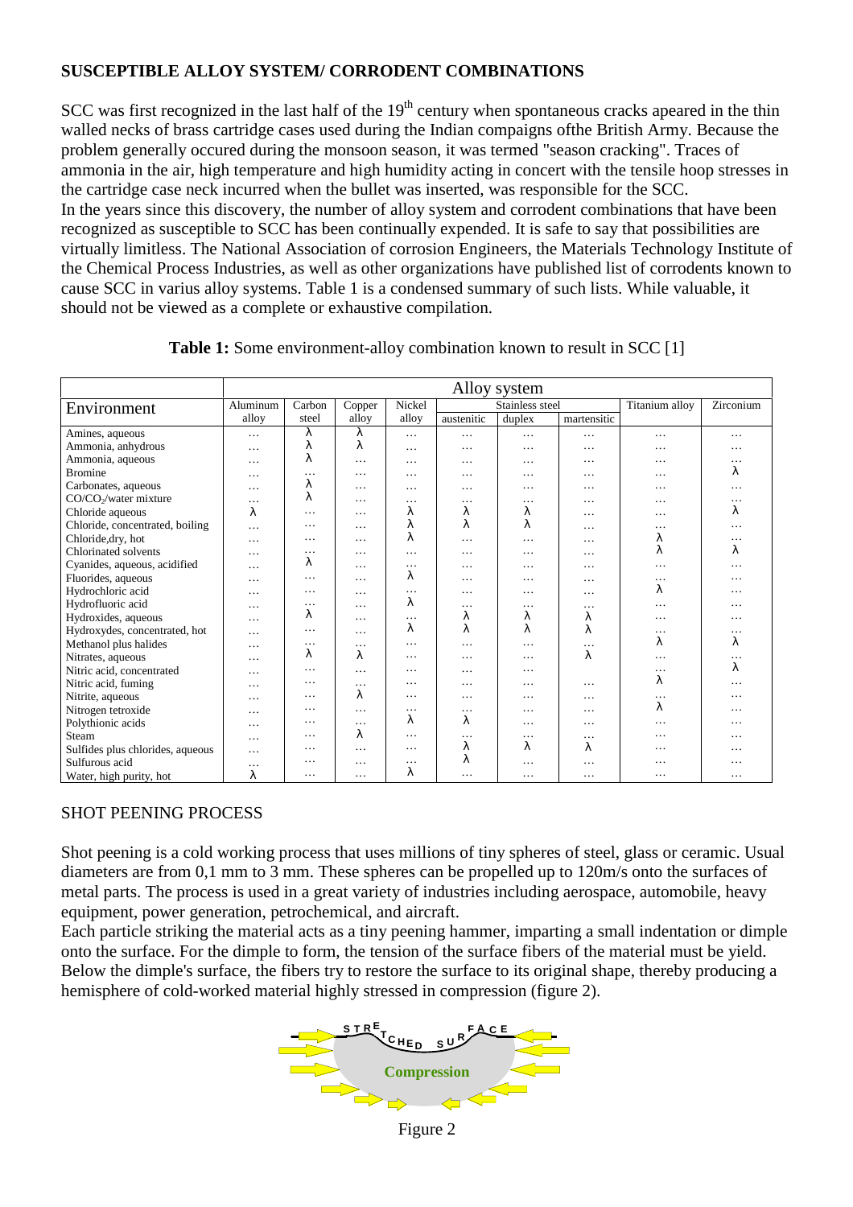## SUSCEPTIBLE ALLOY SYSTEM/ CORRODENT COMBINATIONS

SCC was first recognized in the last half of the 19th century when spontaneous cracks apeared in the thin walled necks of brass cartridge cases used during the Indian compaigns ofthe British Army. Because the problem generally occured during the monsoon season, it was termed "season cracking". Traces of ammonia in the air, high temperature and high humidity acting in concert with the tensile hoop stresses in the cartridge case neck incurred when the bullet was inserted, was responsible for the SCC.
In the years since this discovery, the number of alloy system and corrodent combinations that have been recognized as susceptible to SCC has been continually expended. It is safe to say that possibilities are virtually limitless. The National Association of corrosion Engineers, the Materials Technology Institute of the Chemical Process Industries, as well as other organizations have published list of corrodents known to cause SCC in varius alloy systems. Table 1 is a condensed summary of such lists. While valuable, it should not be viewed as a complete or exhaustive compilation.

**Table 1:** Some environment-alloy combination known to result in SCC [1]

| Environment | Alloy system | | | | | | | | |
|---|---|---|---|---|---|---|---|---|---|
| | Aluminum alloy | Carbon steel | Copper alloy | Nickel alloy | Stainless steel | | | Titanium alloy | Zirconium |
| | | | | | austenitic | duplex | martensitic | | |
| Amines, aqueous | … | λ | λ | … | … | … | … | … | … |
| Ammonia, anhydrous | … | λ | λ | … | … | … | … | … | … |
| Ammonia, aqueous | … | λ | … | … | … | … | … | … | … |
| Bromine | … | … | … | … | … | … | … | … | λ |
| Carbonates, aqueous | … | λ | … | … | … | … | … | … | … |
| $CO/CO_2$/water mixture | … | λ | … | … | … | … | … | … | … |
| Chloride aqueous | λ | … | … | λ | λ | λ | … | … | λ |
| Chloride, concentrated, boiling | … | … | … | λ | λ | λ | … | … | … |
| Chloride,dry, hot | … | … | … | λ | … | … | … | λ | … |
| Chlorinated solvents | … | … | … | … | … | … | … | λ | λ |
| Cyanides, aqueous, acidified | … | λ | … | … | … | … | … | … | … |
| Fluorides, aqueous | … | … | … | λ | … | … | … | … | … |
| Hydrochloric acid | … | … | … | … | … | … | … | λ | … |
| Hydrofluoric acid | … | … | … | λ | … | … | … | … | … |
| Hydroxides, aqueous | … | λ | … | … | λ | λ | λ | … | … |
| Hydroxydes, concentrated, hot | … | … | … | λ | λ | λ | λ | … | … |
| Methanol plus halides | … | … | … | … | … | … | … | λ | λ |
| Nitrates, aqueous | … | λ | λ | … | … | … | λ | … | … |
| Nitric acid, concentrated | … | … | … | … | … | … | | … | λ |
| Nitric acid, fuming | … | … | … | … | … | … | … | λ | … |
| Nitrite, aqueous | … | … | λ | … | … | … | … | … | … |
| Nitrogen tetroxide | … | … | … | … | … | … | … | λ | … |
| Polythionic acids | … | … | … | λ | λ | … | … | … | … |
| Steam | … | … | λ | … | … | … | … | … | … |
| Sulfides plus chlorides, aqueous | … | … | … | … | λ | λ | λ | … | … |
| Sulfurous acid | … | … | … | … | λ | … | … | … | … |
| Water, high purity, hot | λ | … | … | λ | … | … | … | … | … |

SHOT PEENING PROCESS

Shot peening is a cold working process that uses millions of tiny spheres of steel, glass or ceramic. Usual diameters are from 0,1 mm to 3 mm. These spheres can be propelled up to 120m/s onto the surfaces of metal parts. The process is used in a great variety of industries including aerospace, automobile, heavy equipment, power generation, petrochemical, and aircraft.
Each particle striking the material acts as a tiny peening hammer, imparting a small indentation or dimple onto the surface. For the dimple to form, the tension of the surface fibers of the material must be yield. Below the dimple's surface, the fibers try to restore the surface to its original shape, thereby producing a hemisphere of cold-worked material highly stressed in compression (figure 2).

Figure 2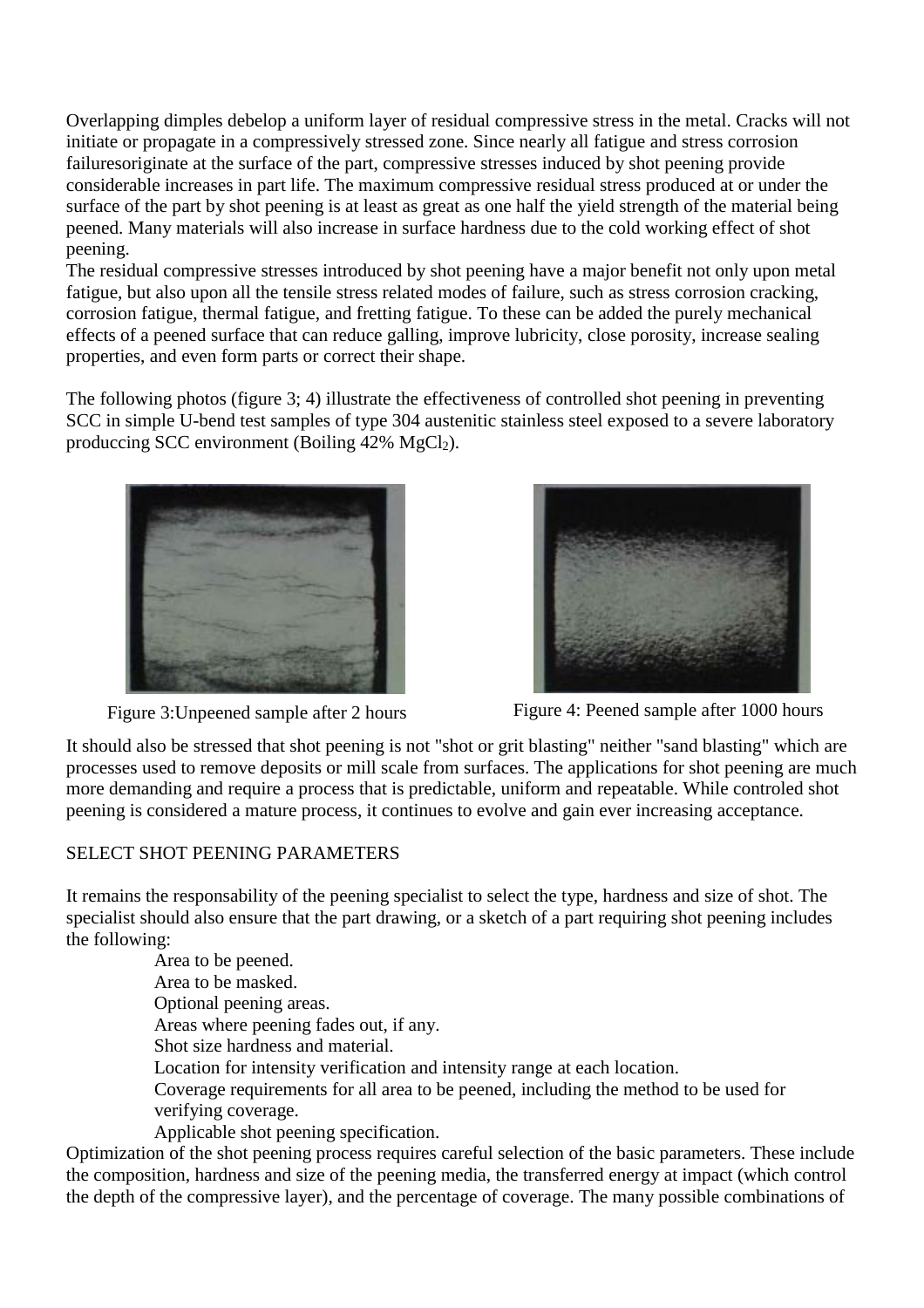Overlapping dimples debelop a uniform layer of residual compressive stress in the metal. Cracks will not initiate or propagate in a compressively stressed zone. Since nearly all fatigue and stress corrosion failuresoriginate at the surface of the part, compressive stresses induced by shot peening provide considerable increases in part life. The maximum compressive residual stress produced at or under the surface of the part by shot peening is at least as great as one half the yield strength of the material being peened. Many materials will also increase in surface hardness due to the cold working effect of shot peening.

The residual compressive stresses introduced by shot peening have a major benefit not only upon metal fatigue, but also upon all the tensile stress related modes of failure, such as stress corrosion cracking, corrosion fatigue, thermal fatigue, and fretting fatigue. To these can be added the purely mechanical effects of a peened surface that can reduce galling, improve lubricity, close porosity, increase sealing properties, and even form parts or correct their shape.

The following photos (figure 3; 4) illustrate the effectiveness of controlled shot peening in preventing SCC in simple U-bend test samples of type 304 austenitic stainless steel exposed to a severe laboratory produccing SCC environment (Boiling 42% $MgCl_2$).

Figure 3:Unpeened sample after 2 hours

Figure 4: Peened sample after 1000 hours

It should also be stressed that shot peening is not "shot or grit blasting" neither "sand blasting" which are processes used to remove deposits or mill scale from surfaces. The applications for shot peening are much more demanding and require a process that is predictable, uniform and repeatable. While controled shot peening is considered a mature process, it continues to evolve and gain ever increasing acceptance.

SELECT SHOT PEENING PARAMETERS

It remains the responsability of the peening specialist to select the type, hardness and size of shot. The specialist should also ensure that the part drawing, or a sketch of a part requiring shot peening includes the following:

- Area to be peened.
- Area to be masked.
- Optional peening areas.
- Areas where peening fades out, if any.
- Shot size hardness and material.
- Location for intensity verification and intensity range at each location.
- Coverage requirements for all area to be peened, including the method to be used for verifying coverage.
- Applicable shot peening specification.

Optimization of the shot peening process requires careful selection of the basic parameters. These include the composition, hardness and size of the peening media, the transferred energy at impact (which control the depth of the compressive layer), and the percentage of coverage. The many possible combinations of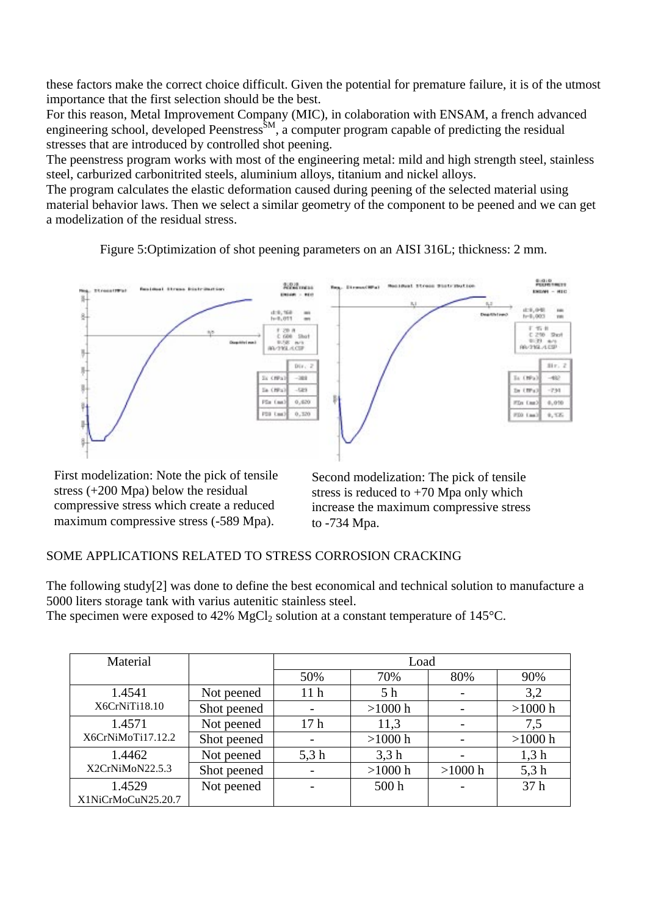these factors make the correct choice difficult. Given the potential for premature failure, it is of the utmost importance that the first selection should be the best.
For this reason, Metal Improvement Company (MIC), in colaboration with ENSAM, a french advanced engineering school, developed Peenstress$^{SM}$, a computer program capable of predicting the residual stresses that are introduced by controlled shot peening.
The peenstress program works with most of the engineering metal: mild and high strength steel, stainless steel, carburized carbonitrited steels, aluminium alloys, titanium and nickel alloys.
The program calculates the elastic deformation caused during peening of the selected material using material behavior laws. Then we select a similar geometry of the component to be peened and we can get a modelization of the residual stress.

Figure 5:Optimization of shot peening parameters on an AISI 316L; thickness: 2 mm.

First modelization: Note the pick of tensile stress (+200 Mpa) below the residual compressive stress which create a reduced maximum compressive stress (-589 Mpa).

Second modelization: The pick of tensile stress is reduced to +70 Mpa only which increase the maximum compressive stress to -734 Mpa.

SOME APPLICATIONS RELATED TO STRESS CORROSION CRACKING

The following study[2] was done to define the best economical and technical solution to manufacture a 5000 liters storage tank with varius autenitic stainless steel.
The specimen were exposed to 42% $MgCl_2$ solution at a constant temperature of 145°C.

| Material | | Load | | | |
|---|---|---|---|---|---|
| | | 50% | 70% | 80% | 90% |
| 1.4541 X6CrNiTi18.10 | Not peened | 11 h | 5 h | - | 3,2 |
| | Shot peened | - | >1000 h | - | >1000 h |
| 1.4571 X6CrNiMoTi17.12.2 | Not peened | 17 h | 11,3 | - | 7,5 |
| | Shot peened | - | >1000 h | - | >1000 h |
| 1.4462 X2CrNiMoN22.5.3 | Not peened | 5,3 h | 3,3 h | - | 1,3 h |
| | Shot peened | - | >1000 h | >1000 h | 5,3 h |
| 1.4529 X1NiCrMoCuN25.20.7 | Not peened | - | 500 h | - | 37 h |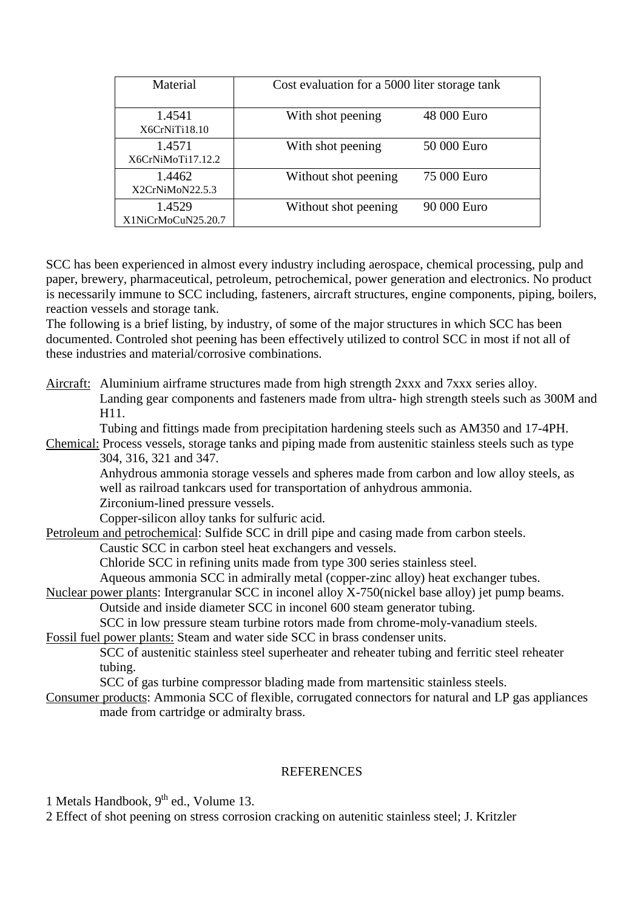| Material | Cost evaluation for a 5000 liter storage tank | |
|---|---|---|
| 1.4541<br>X6CrNiTi18.10 | With shot peening | 48 000 Euro |
| 1.4571<br>X6CrNiMoTi17.12.2 | With shot peening | 50 000 Euro |
| 1.4462<br>X2CrNiMoN22.5.3 | Without shot peening | 75 000 Euro |
| 1.4529<br>X1NiCrMoCuN25.20.7 | Without shot peening | 90 000 Euro |

SCC has been experienced in almost every industry including aerospace, chemical processing, pulp and paper, brewery, pharmaceutical, petroleum, petrochemical, power generation and electronics. No product is necessarily immune to SCC including, fasteners, aircraft structures, engine components, piping, boilers, reaction vessels and storage tank.
The following is a brief listing, by industry, of some of the major structures in which SCC has been documented. Controled shot peening has been effectively utilized to control SCC in most if not all of these industries and material/corrosive combinations.

Aircraft: Aluminium airframe structures made from high strength 2xxx and 7xxx series alloy.
Landing gear components and fasteners made from ultra- high strength steels such as 300M and H11.
Tubing and fittings made from precipitation hardening steels such as AM350 and 17-4PH.

Chemical: Process vessels, storage tanks and piping made from austenitic stainless steels such as type 304, 316, 321 and 347.
Anhydrous ammonia storage vessels and spheres made from carbon and low alloy steels, as well as railroad tankcars used for transportation of anhydrous ammonia.
Zirconium-lined pressure vessels.
Copper-silicon alloy tanks for sulfuric acid.

Petroleum and petrochemical: Sulfide SCC in drill pipe and casing made from carbon steels.
Caustic SCC in carbon steel heat exchangers and vessels.
Chloride SCC in refining units made from type 300 series stainless steel.
Aqueous ammonia SCC in admirally metal (copper-zinc alloy) heat exchanger tubes.

Nuclear power plants: Intergranular SCC in inconel alloy X-750(nickel base alloy) jet pump beams.
Outside and inside diameter SCC in inconel 600 steam generator tubing.
SCC in low pressure steam turbine rotors made from chrome-moly-vanadium steels.

Fossil fuel power plants: Steam and water side SCC in brass condenser units.
SCC of austenitic stainless steel superheater and reheater tubing and ferritic steel reheater tubing.
SCC of gas turbine compressor blading made from martensitic stainless steels.

Consumer products: Ammonia SCC of flexible, corrugated connectors for natural and LP gas appliances made from cartridge or admiralty brass.

## REFERENCES

1 Metals Handbook, 9th ed., Volume 13.

2 Effect of shot peening on stress corrosion cracking on autenitic stainless steel; J. Kritzler